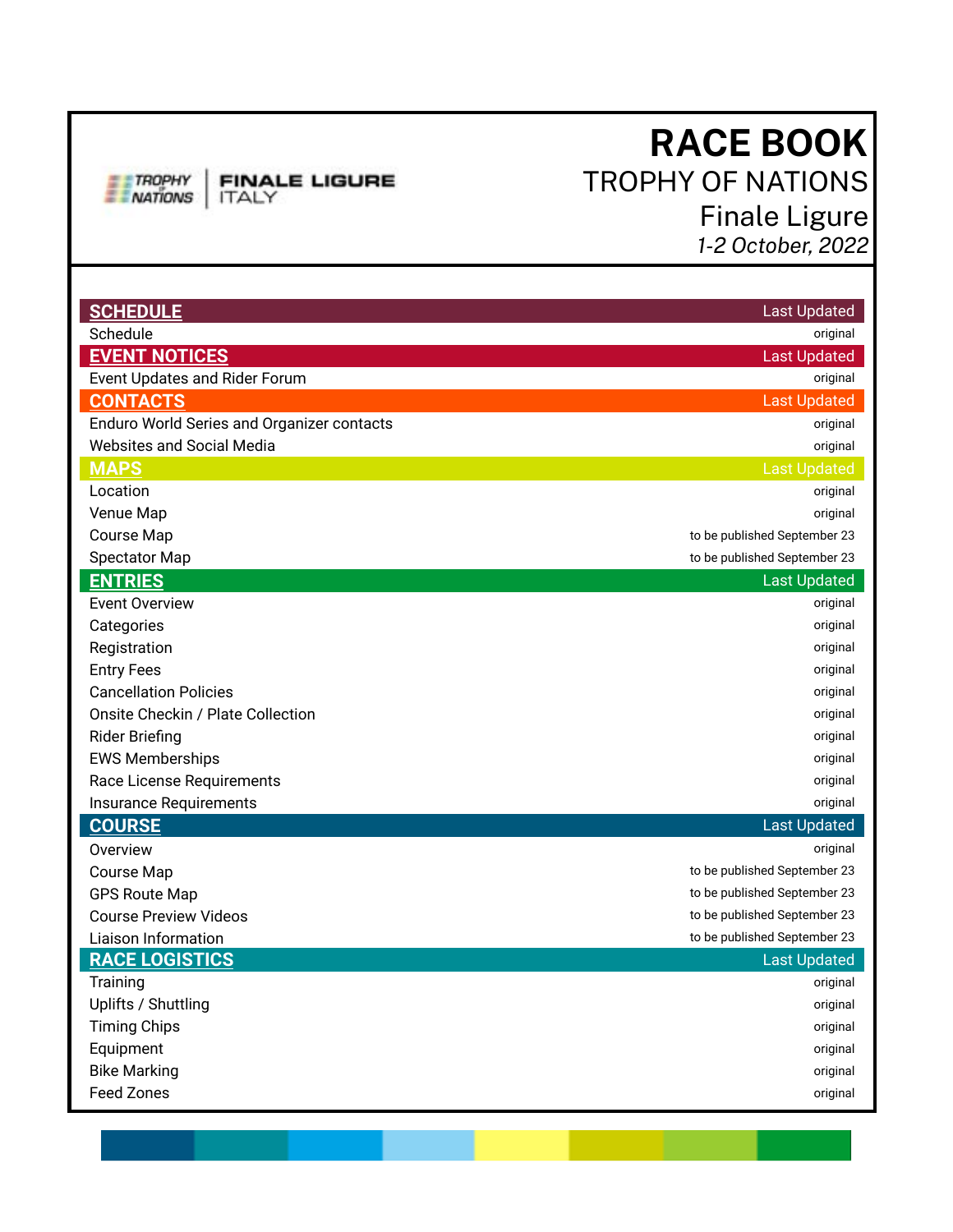TROPHY OF NATIONS | FINALE LIGURE ITALY

# RACE BOOK

## TROPHY OF NATIONS

## Finale Ligure

*1-2 October, 2022*

| | |
|---|---|
| **SCHEDULE** | Last Updated |
| Schedule | original |
| **EVENT NOTICES** | Last Updated |
| Event Updates and Rider Forum | original |
| **CONTACTS** | Last Updated |
| Enduro World Series and Organizer contacts | original |
| Websites and Social Media | original |
| **MAPS** | Last Updated |
| Location | original |
| Venue Map | original |
| Course Map | to be published September 23 |
| Spectator Map | to be published September 23 |
| **ENTRIES** | Last Updated |
| Event Overview | original |
| Categories | original |
| Registration | original |
| Entry Fees | original |
| Cancellation Policies | original |
| Onsite Checkin / Plate Collection | original |
| Rider Briefing | original |
| EWS Memberships | original |
| Race License Requirements | original |
| Insurance Requirements | original |
| **COURSE** | Last Updated |
| Overview | original |
| Course Map | to be published September 23 |
| GPS Route Map | to be published September 23 |
| Course Preview Videos | to be published September 23 |
| Liaison Information | to be published September 23 |
| **RACE LOGISTICS** | Last Updated |
| Training | original |
| Uplifts / Shuttling | original |
| Timing Chips | original |
| Equipment | original |
| Bike Marking | original |
| Feed Zones | original |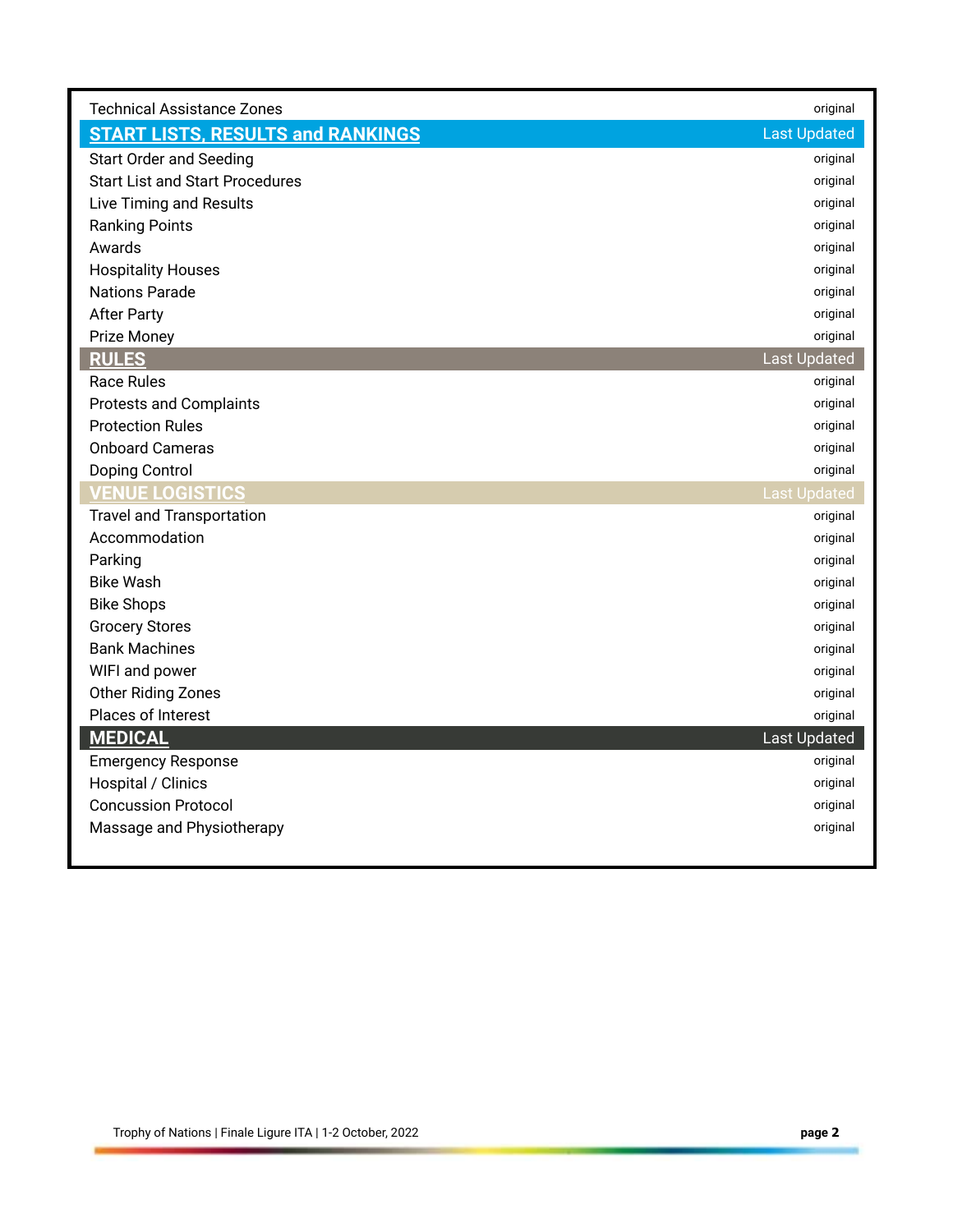| | |
|---|---|
| Technical Assistance Zones | original |
| **START LISTS, RESULTS and RANKINGS** | **Last Updated** |
| Start Order and Seeding | original |
| Start List and Start Procedures | original |
| Live Timing and Results | original |
| Ranking Points | original |
| Awards | original |
| Hospitality Houses | original |
| Nations Parade | original |
| After Party | original |
| Prize Money | original |
| **RULES** | **Last Updated** |
| Race Rules | original |
| Protests and Complaints | original |
| Protection Rules | original |
| Onboard Cameras | original |
| Doping Control | original |
| **VENUE LOGISTICS** | **Last Updated** |
| Travel and Transportation | original |
| Accommodation | original |
| Parking | original |
| Bike Wash | original |
| Bike Shops | original |
| Grocery Stores | original |
| Bank Machines | original |
| WIFI and power | original |
| Other Riding Zones | original |
| Places of Interest | original |
| **MEDICAL** | **Last Updated** |
| Emergency Response | original |
| Hospital / Clinics | original |
| Concussion Protocol | original |
| Massage and Physiotherapy | original |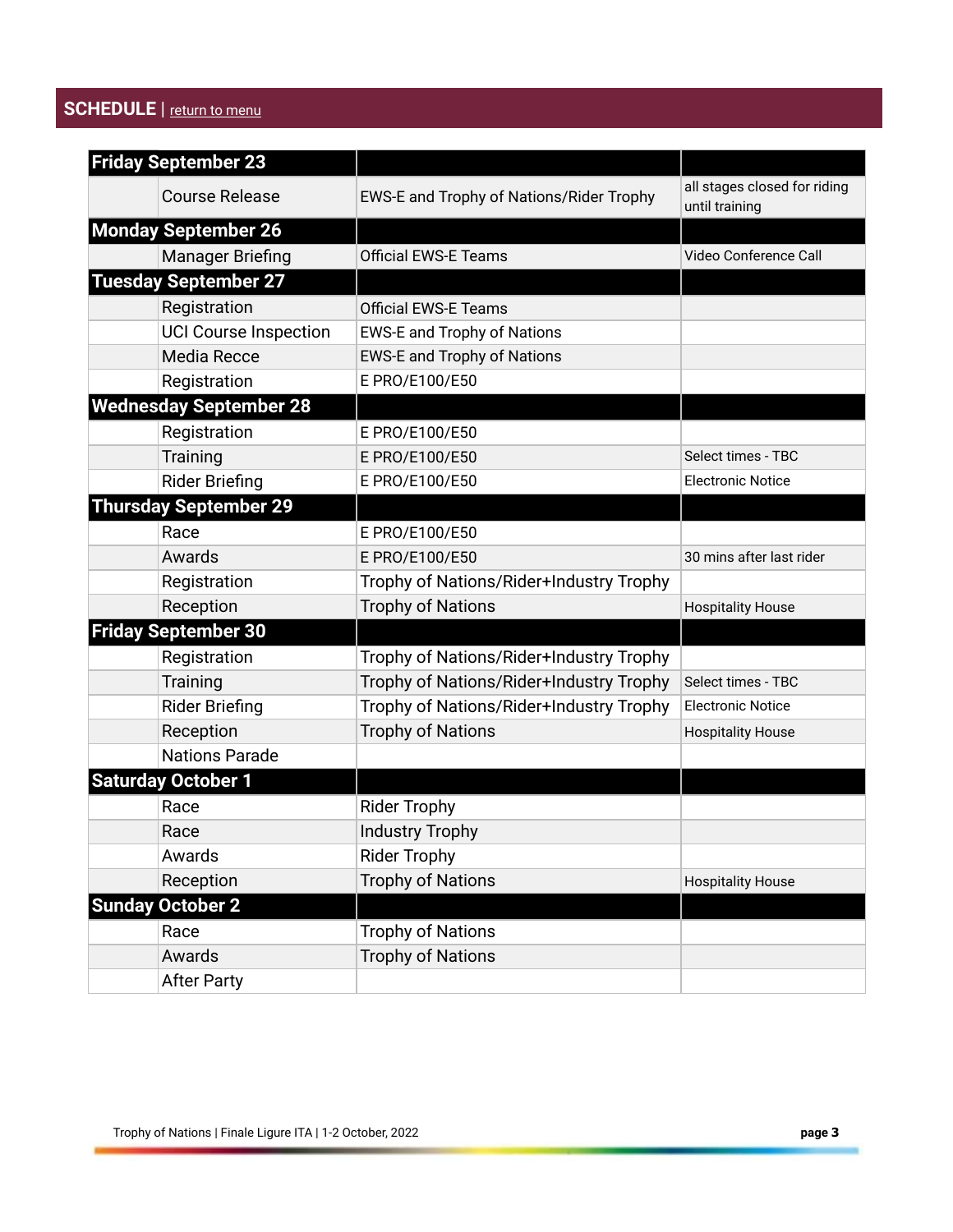## SCHEDULE | return to menu

| Friday September 23 | | | |
|---|---|---|---|
| | Course Release | EWS-E and Trophy of Nations/Rider Trophy | all stages closed for riding until training |
| **Monday September 26** | | | |
| | Manager Briefing | Official EWS-E Teams | Video Conference Call |
| **Tuesday September 27** | | | |
| | Registration | Official EWS-E Teams | |
| | UCI Course Inspection | EWS-E and Trophy of Nations | |
| | Media Recce | EWS-E and Trophy of Nations | |
| | Registration | E PRO/E100/E50 | |
| **Wednesday September 28** | | | |
| | Registration | E PRO/E100/E50 | |
| | Training | E PRO/E100/E50 | Select times - TBC |
| | Rider Briefing | E PRO/E100/E50 | Electronic Notice |
| **Thursday September 29** | | | |
| | Race | E PRO/E100/E50 | |
| | Awards | E PRO/E100/E50 | 30 mins after last rider |
| | Registration | Trophy of Nations/Rider+Industry Trophy | |
| | Reception | Trophy of Nations | Hospitality House |
| **Friday September 30** | | | |
| | Registration | Trophy of Nations/Rider+Industry Trophy | |
| | Training | Trophy of Nations/Rider+Industry Trophy | Select times - TBC |
| | Rider Briefing | Trophy of Nations/Rider+Industry Trophy | Electronic Notice |
| | Reception | Trophy of Nations | Hospitality House |
| | Nations Parade | | |
| **Saturday October 1** | | | |
| | Race | Rider Trophy | |
| | Race | Industry Trophy | |
| | Awards | Rider Trophy | |
| | Reception | Trophy of Nations | Hospitality House |
| **Sunday October 2** | | | |
| | Race | Trophy of Nations | |
| | Awards | Trophy of Nations | |
| | After Party | | |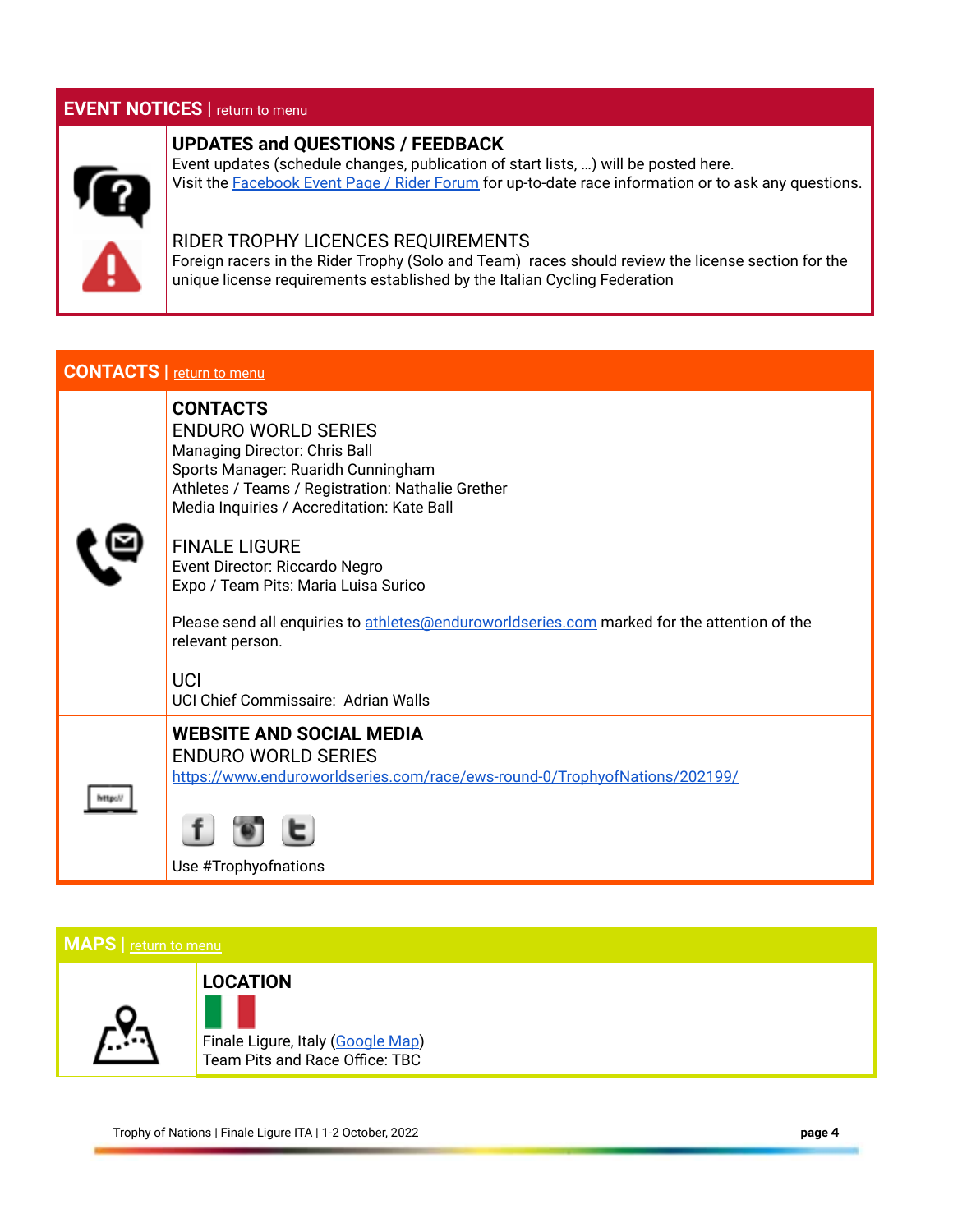## EVENT NOTICES | return to menu

### UPDATES and QUESTIONS / FEEDBACK

Event updates (schedule changes, publication of start lists, …) will be posted here.
Visit the Facebook Event Page / Rider Forum for up-to-date race information or to ask any questions.

### RIDER TROPHY LICENCES REQUIREMENTS

Foreign racers in the Rider Trophy (Solo and Team) races should review the license section for the unique license requirements established by the Italian Cycling Federation

## CONTACTS | return to menu

### CONTACTS

ENDURO WORLD SERIES
Managing Director: Chris Ball
Sports Manager: Ruaridh Cunningham
Athletes / Teams / Registration: Nathalie Grether
Media Inquiries / Accreditation: Kate Ball

FINALE LIGURE
Event Director: Riccardo Negro
Expo / Team Pits: Maria Luisa Surico

Please send all enquiries to athletes@enduroworldseries.com marked for the attention of the relevant person.

UCI
UCI Chief Commissaire: Adrian Walls

### WEBSITE AND SOCIAL MEDIA

ENDURO WORLD SERIES
https://www.enduroworldseries.com/race/ews-round-0/TrophyofNations/202199/

Use #Trophyofnations

## MAPS | return to menu

### LOCATION

Finale Ligure, Italy (Google Map)
Team Pits and Race Office: TBC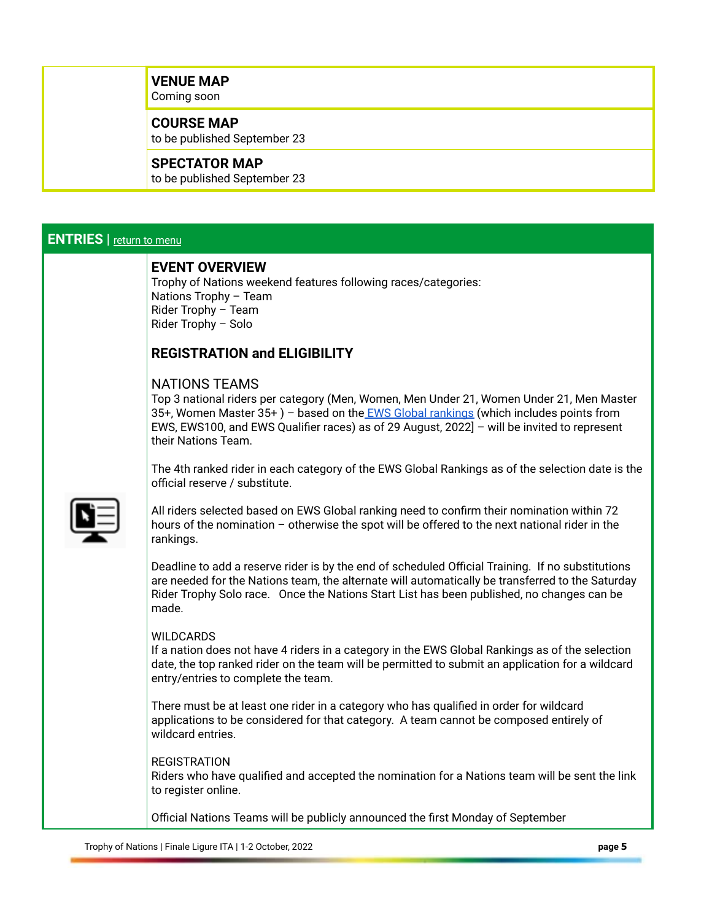### VENUE MAP
Coming soon

### COURSE MAP
to be published September 23

### SPECTATOR MAP
to be published September 23

## ENTRIES | return to menu

### EVENT OVERVIEW
Trophy of Nations weekend features following races/categories:
Nations Trophy – Team
Rider Trophy – Team
Rider Trophy – Solo

### REGISTRATION and ELIGIBILITY

NATIONS TEAMS
Top 3 national riders per category (Men, Women, Men Under 21, Women Under 21, Men Master 35+, Women Master 35+ ) – based on the EWS Global rankings (which includes points from EWS, EWS100, and EWS Qualifier races) as of 29 August, 2022] – will be invited to represent their Nations Team.

The 4th ranked rider in each category of the EWS Global Rankings as of the selection date is the official reserve / substitute.

All riders selected based on EWS Global ranking need to confirm their nomination within 72 hours of the nomination – otherwise the spot will be offered to the next national rider in the rankings.

Deadline to add a reserve rider is by the end of scheduled Official Training. If no substitutions are needed for the Nations team, the alternate will automatically be transferred to the Saturday Rider Trophy Solo race. Once the Nations Start List has been published, no changes can be made.

WILDCARDS
If a nation does not have 4 riders in a category in the EWS Global Rankings as of the selection date, the top ranked rider on the team will be permitted to submit an application for a wildcard entry/entries to complete the team.

There must be at least one rider in a category who has qualified in order for wildcard applications to be considered for that category. A team cannot be composed entirely of wildcard entries.

REGISTRATION
Riders who have qualified and accepted the nomination for a Nations team will be sent the link to register online.

Official Nations Teams will be publicly announced the first Monday of September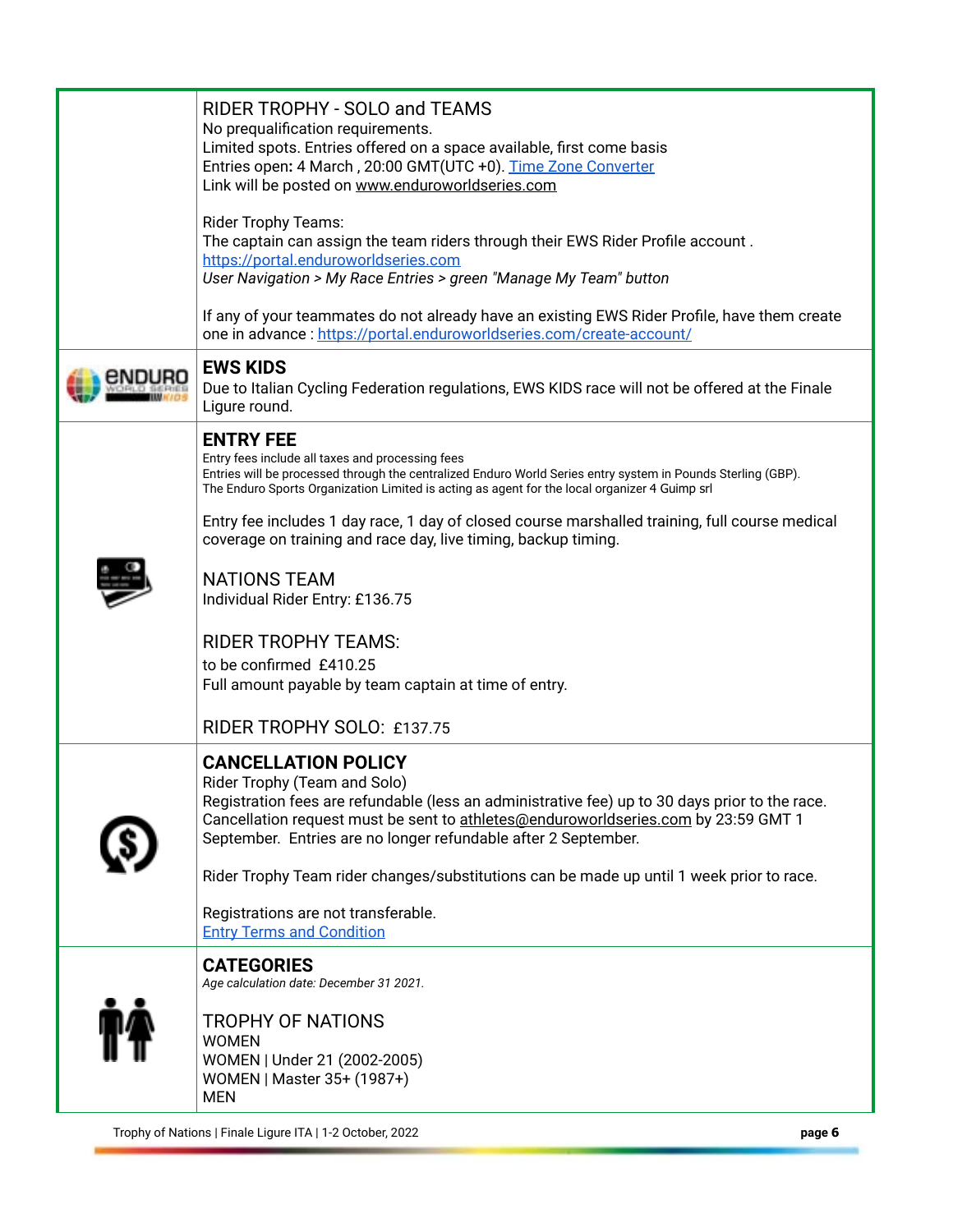## RIDER TROPHY - SOLO and TEAMS

No prequalification requirements.
Limited spots. Entries offered on a space available, first come basis
Entries open**:** 4 March , 20:00 GMT(UTC +0). [Time Zone Converter]
Link will be posted on www.enduroworldseries.com

Rider Trophy Teams:
The captain can assign the team riders through their EWS Rider Profile account .
https://portal.enduroworldseries.com
*User Navigation > My Race Entries > green "Manage My Team" button*

If any of your teammates do not already have an existing EWS Rider Profile, have them create one in advance : https://portal.enduroworldseries.com/create-account/

## EWS KIDS

Due to Italian Cycling Federation regulations, EWS KIDS race will not be offered at the Finale Ligure round.

## ENTRY FEE

Entry fees include all taxes and processing fees
Entries will be processed through the centralized Enduro World Series entry system in Pounds Sterling (GBP).
The Enduro Sports Organization Limited is acting as agent for the local organizer 4 Guimp srl

Entry fee includes 1 day race, 1 day of closed course marshalled training, full course medical coverage on training and race day, live timing, backup timing.

### NATIONS TEAM

Individual Rider Entry: £136.75

### RIDER TROPHY TEAMS:

to be confirmed £410.25
Full amount payable by team captain at time of entry.

### RIDER TROPHY SOLO: £137.75

## CANCELLATION POLICY

Rider Trophy (Team and Solo)
Registration fees are refundable (less an administrative fee) up to 30 days prior to the race. Cancellation request must be sent to athletes@enduroworldseries.com by 23:59 GMT 1 September. Entries are no longer refundable after 2 September.

Rider Trophy Team rider changes/substitutions can be made up until 1 week prior to race.

Registrations are not transferable.
[Entry Terms and Condition]

## CATEGORIES

*Age calculation date: December 31 2021.*

### TROPHY OF NATIONS

WOMEN
WOMEN | Under 21 (2002-2005)
WOMEN | Master 35+ (1987+)
MEN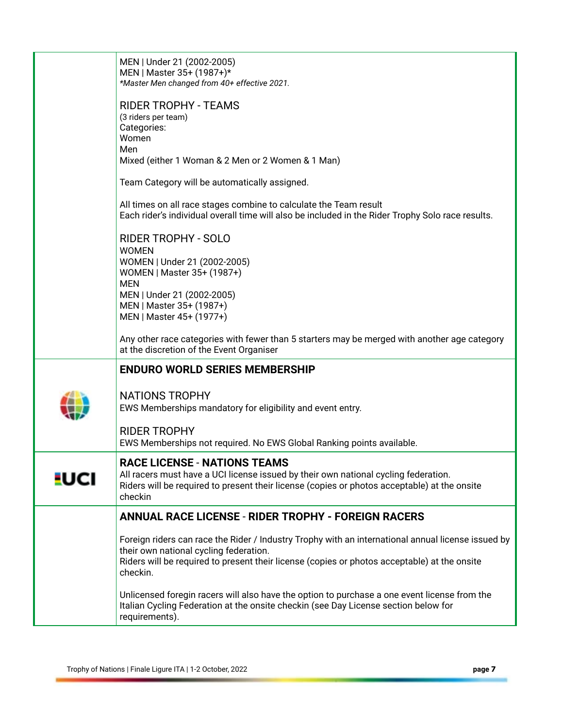MEN | Under 21 (2002-2005)
MEN | Master 35+ (1987+)*
*Master Men changed from 40+ effective 2021.*

RIDER TROPHY - TEAMS
(3 riders per team)
Categories:
Women
Men
Mixed (either 1 Woman & 2 Men or 2 Women & 1 Man)

Team Category will be automatically assigned.

All times on all race stages combine to calculate the Team result
Each rider's individual overall time will also be included in the Rider Trophy Solo race results.

RIDER TROPHY - SOLO
WOMEN
WOMEN | Under 21 (2002-2005)
WOMEN | Master 35+ (1987+)
MEN
MEN | Under 21 (2002-2005)
MEN | Master 35+ (1987+)
MEN | Master 45+ (1977+)

Any other race categories with fewer than 5 starters may be merged with another age category at the discretion of the Event Organiser

## ENDURO WORLD SERIES MEMBERSHIP

NATIONS TROPHY
EWS Memberships mandatory for eligibility and event entry.

RIDER TROPHY
EWS Memberships not required. No EWS Global Ranking points available.

## RACE LICENSE - NATIONS TEAMS

All racers must have a UCI license issued by their own national cycling federation.
Riders will be required to present their license (copies or photos acceptable) at the onsite checkin

## ANNUAL RACE LICENSE - RIDER TROPHY - FOREIGN RACERS

Foreign riders can race the Rider / Industry Trophy with an international annual license issued by their own national cycling federation.
Riders will be required to present their license (copies or photos acceptable) at the onsite checkin.

Unlicensed foregin racers will also have the option to purchase a one event license from the Italian Cycling Federation at the onsite checkin (see Day License section below for requirements).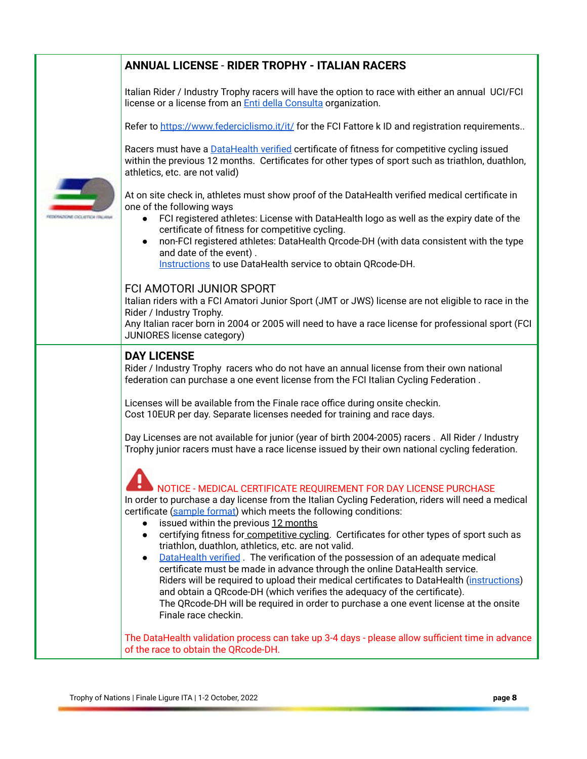## ANNUAL LICENSE - RIDER TROPHY - ITALIAN RACERS

Italian Rider / Industry Trophy racers will have the option to race with either an annual UCI/FCI license or a license from an Enti della Consulta organization.

Refer to https://www.federciclismo.it/it/ for the FCI Fattore k ID and registration requirements..

Racers must have a DataHealth verified certificate of fitness for competitive cycling issued within the previous 12 months. Certificates for other types of sport such as triathlon, duathlon, athletics, etc. are not valid)

At on site check in, athletes must show proof of the DataHealth verified medical certificate in one of the following ways

- FCI registered athletes: License with DataHealth logo as well as the expiry date of the certificate of fitness for competitive cycling.
- non-FCI registered athletes: DataHealth Qrcode-DH (with data consistent with the type and date of the event) .
  Instructions to use DataHealth service to obtain QRcode-DH.

### FCI AMOTORI JUNIOR SPORT

Italian riders with a FCI Amatori Junior Sport (JMT or JWS) license are not eligible to race in the Rider / Industry Trophy.
Any Italian racer born in 2004 or 2005 will need to have a race license for professional sport (FCI JUNIORES license category)

## DAY LICENSE

Rider / Industry Trophy racers who do not have an annual license from their own national federation can purchase a one event license from the FCI Italian Cycling Federation .

Licenses will be available from the Finale race office during onsite checkin.
Cost 10EUR per day. Separate licenses needed for training and race days.

Day Licenses are not available for junior (year of birth 2004-2005) racers . All Rider / Industry Trophy junior racers must have a race license issued by their own national cycling federation.

**NOTICE - MEDICAL CERTIFICATE REQUIREMENT FOR DAY LICENSE PURCHASE**

In order to purchase a day license from the Italian Cycling Federation, riders will need a medical certificate (sample format) which meets the following conditions:

- issued within the previous 12 months
- certifying fitness for competitive cycling. Certificates for other types of sport such as triathlon, duathlon, athletics, etc. are not valid.
- DataHealth verified . The verification of the possession of an adequate medical certificate must be made in advance through the online DataHealth service.
  Riders will be required to upload their medical certificates to DataHealth (instructions) and obtain a QRcode-DH (which verifies the adequacy of the certificate).
  The QRcode-DH will be required in order to purchase a one event license at the onsite Finale race checkin.

The DataHealth validation process can take up 3-4 days - please allow sufficient time in advance of the race to obtain the QRcode-DH.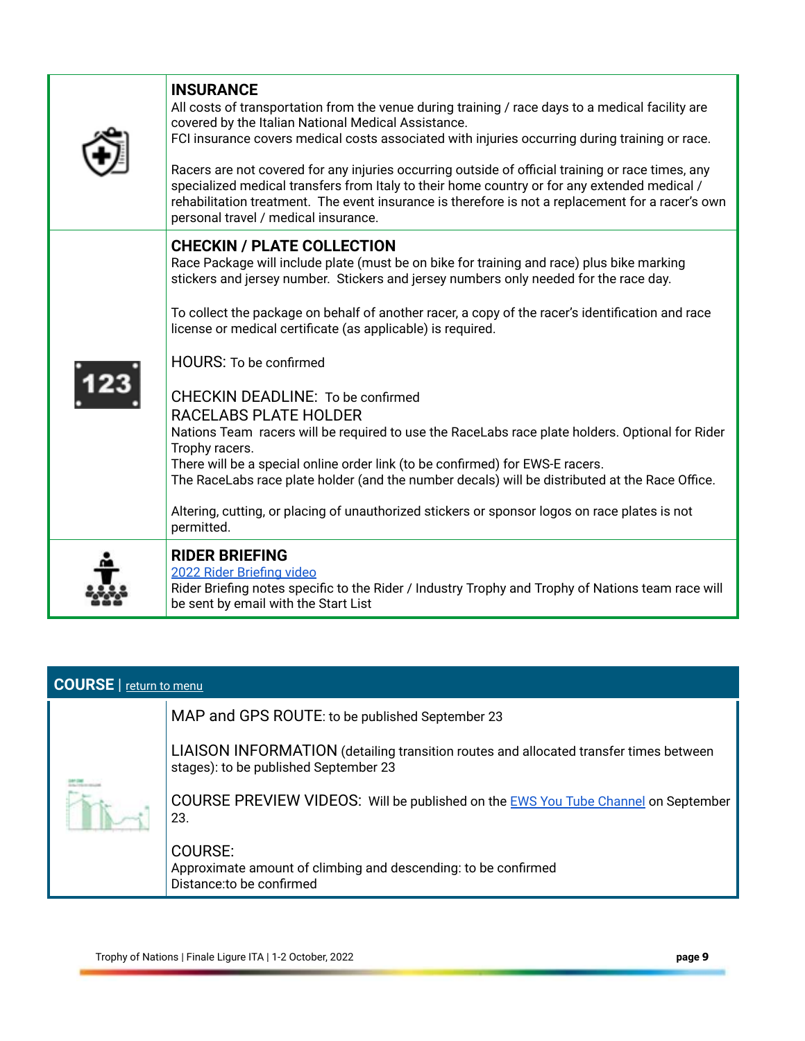### INSURANCE

All costs of transportation from the venue during training / race days to a medical facility are covered by the Italian National Medical Assistance.
FCI insurance covers medical costs associated with injuries occurring during training or race.

Racers are not covered for any injuries occurring outside of official training or race times, any specialized medical transfers from Italy to their home country or for any extended medical / rehabilitation treatment. The event insurance is therefore is not a replacement for a racer's own personal travel / medical insurance.

### CHECKIN / PLATE COLLECTION

Race Package will include plate (must be on bike for training and race) plus bike marking stickers and jersey number. Stickers and jersey numbers only needed for the race day.

To collect the package on behalf of another racer, a copy of the racer's identification and race license or medical certificate (as applicable) is required.

HOURS: To be confirmed

CHECKIN DEADLINE: To be confirmed

RACELABS PLATE HOLDER

Nations Team racers will be required to use the RaceLabs race plate holders. Optional for Rider Trophy racers.
There will be a special online order link (to be confirmed) for EWS-E racers.
The RaceLabs race plate holder (and the number decals) will be distributed at the Race Office.

Altering, cutting, or placing of unauthorized stickers or sponsor logos on race plates is not permitted.

### RIDER BRIEFING

2022 Rider Briefing video

Rider Briefing notes specific to the Rider / Industry Trophy and Trophy of Nations team race will be sent by email with the Start List

## COURSE | return to menu

MAP and GPS ROUTE: to be published September 23

LIAISON INFORMATION (detailing transition routes and allocated transfer times between stages): to be published September 23

COURSE PREVIEW VIDEOS: Will be published on the EWS You Tube Channel on September 23.

COURSE:
Approximate amount of climbing and descending: to be confirmed
Distance:to be confirmed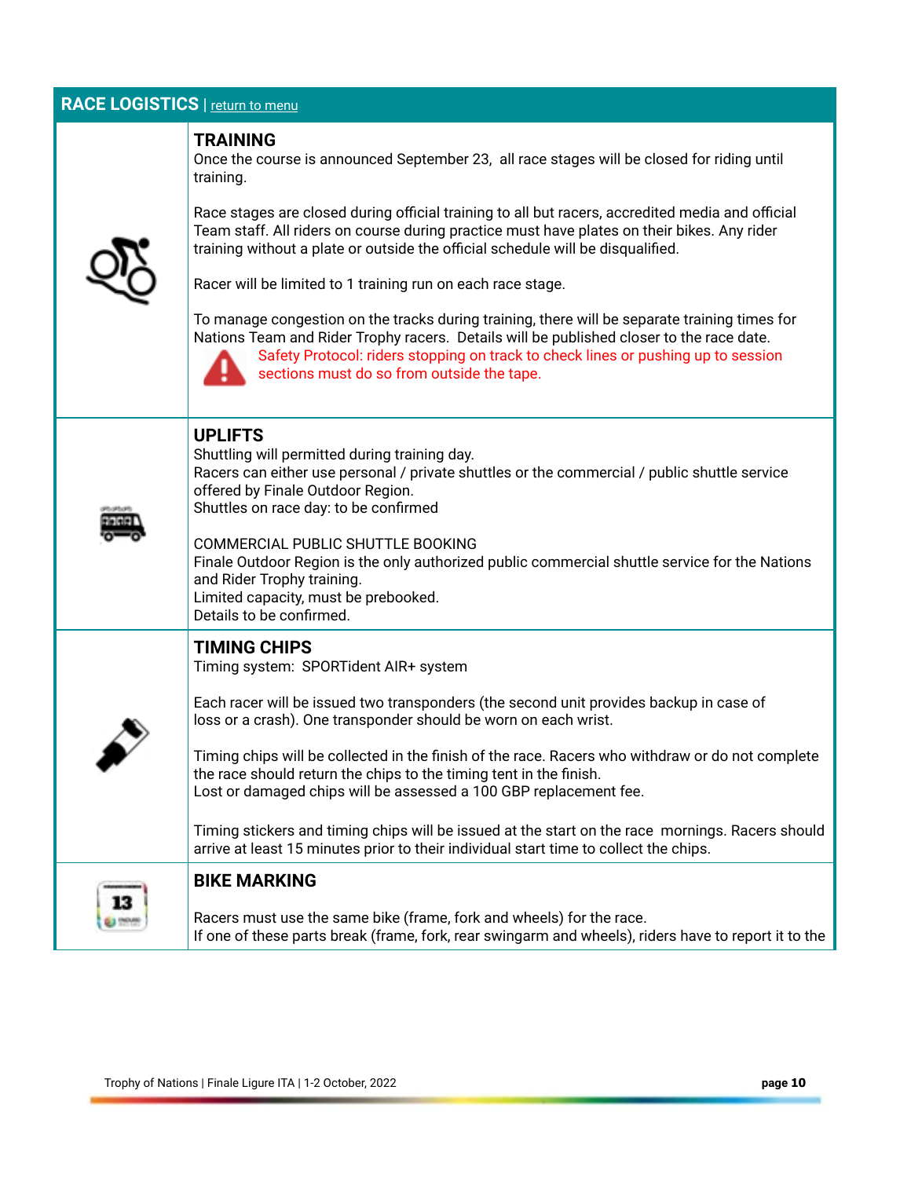## RACE LOGISTICS | return to menu

### TRAINING

Once the course is announced September 23, all race stages will be closed for riding until training.

Race stages are closed during official training to all but racers, accredited media and official Team staff. All riders on course during practice must have plates on their bikes. Any rider training without a plate or outside the official schedule will be disqualified.

Racer will be limited to 1 training run on each race stage.

To manage congestion on the tracks during training, there will be separate training times for Nations Team and Rider Trophy racers. Details will be published closer to the race date.

Safety Protocol: riders stopping on track to check lines or pushing up to session sections must do so from outside the tape.

### UPLIFTS

Shuttling will permitted during training day.
Racers can either use personal / private shuttles or the commercial / public shuttle service offered by Finale Outdoor Region.
Shuttles on race day: to be confirmed

COMMERCIAL PUBLIC SHUTTLE BOOKING
Finale Outdoor Region is the only authorized public commercial shuttle service for the Nations and Rider Trophy training.
Limited capacity, must be prebooked.
Details to be confirmed.

### TIMING CHIPS

Timing system: SPORTident AIR+ system

Each racer will be issued two transponders (the second unit provides backup in case of loss or a crash). One transponder should be worn on each wrist.

Timing chips will be collected in the finish of the race. Racers who withdraw or do not complete the race should return the chips to the timing tent in the finish.
Lost or damaged chips will be assessed a 100 GBP replacement fee.

Timing stickers and timing chips will be issued at the start on the race mornings. Racers should arrive at least 15 minutes prior to their individual start time to collect the chips.

### BIKE MARKING

Racers must use the same bike (frame, fork and wheels) for the race.
If one of these parts break (frame, fork, rear swingarm and wheels), riders have to report it to the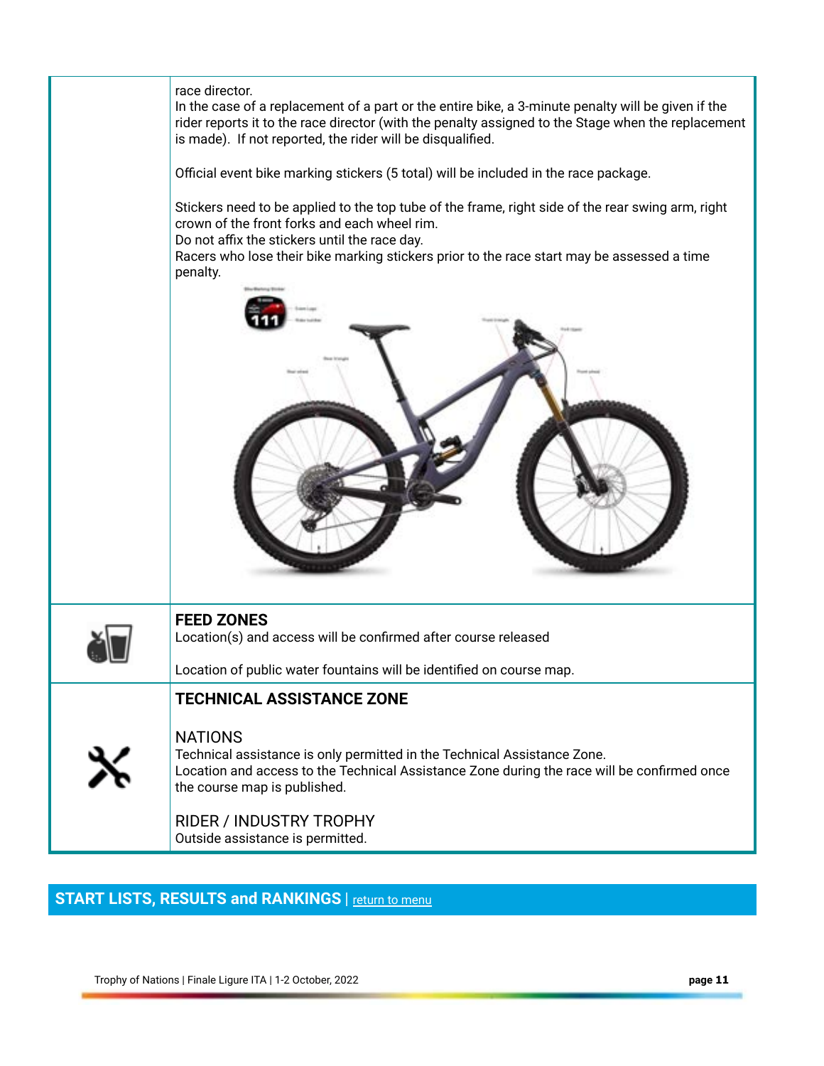race director.
In the case of a replacement of a part or the entire bike, a 3-minute penalty will be given if the rider reports it to the race director (with the penalty assigned to the Stage when the replacement is made). If not reported, the rider will be disqualified.

Official event bike marking stickers (5 total) will be included in the race package.

Stickers need to be applied to the top tube of the frame, right side of the rear swing arm, right crown of the front forks and each wheel rim.
Do not affix the stickers until the race day.
Racers who lose their bike marking stickers prior to the race start may be assessed a time penalty.

## FEED ZONES

Location(s) and access will be confirmed after course released

Location of public water fountains will be identified on course map.

## TECHNICAL ASSISTANCE ZONE

NATIONS
Technical assistance is only permitted in the Technical Assistance Zone.
Location and access to the Technical Assistance Zone during the race will be confirmed once the course map is published.

RIDER / INDUSTRY TROPHY
Outside assistance is permitted.

## START LISTS, RESULTS and RANKINGS | return to menu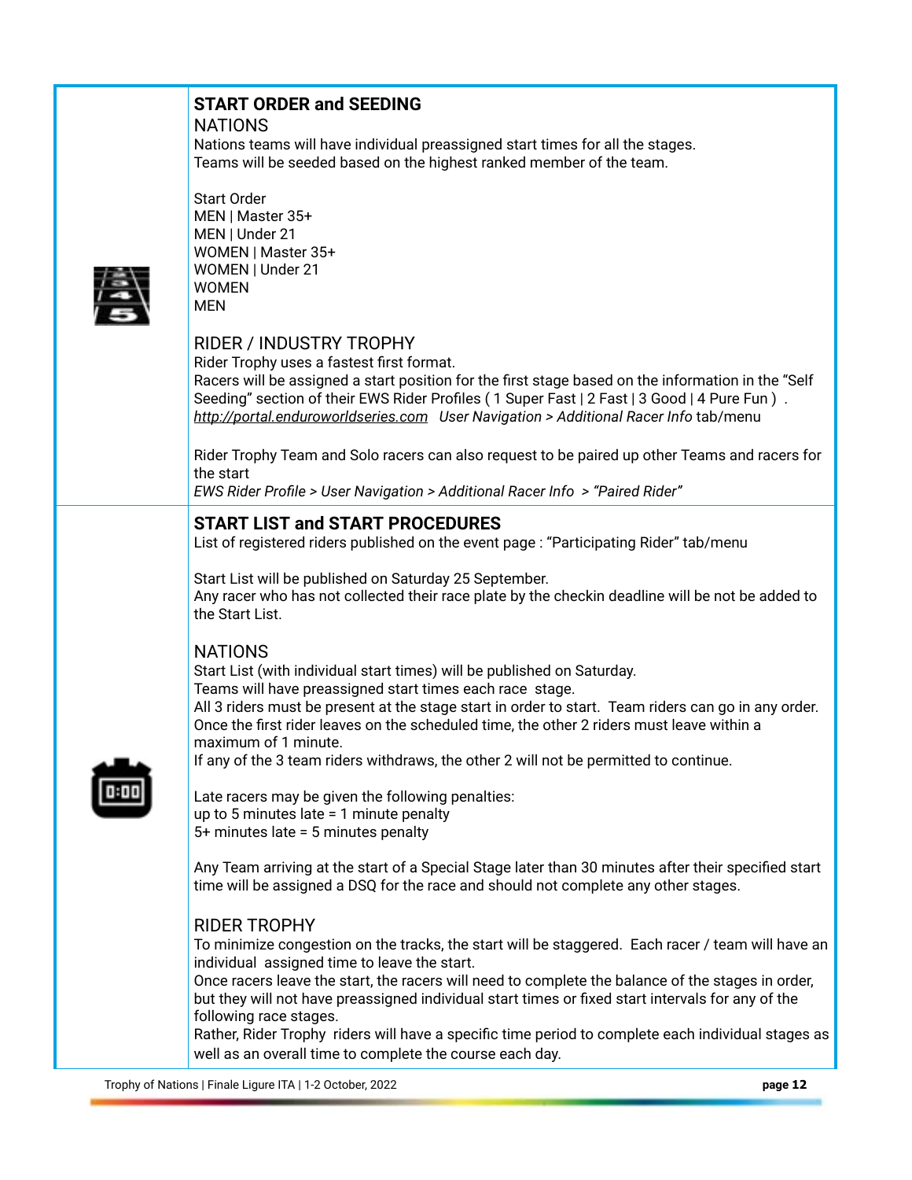## START ORDER and SEEDING

### NATIONS

Nations teams will have individual preassigned start times for all the stages.
Teams will be seeded based on the highest ranked member of the team.

Start Order
MEN | Master 35+
MEN | Under 21
WOMEN | Master 35+
WOMEN | Under 21
WOMEN
MEN

### RIDER / INDUSTRY TROPHY

Rider Trophy uses a fastest first format.
Racers will be assigned a start position for the first stage based on the information in the "Self Seeding" section of their EWS Rider Profiles ( 1 Super Fast | 2 Fast | 3 Good | 4 Pure Fun ) .
*http://portal.enduroworldseries.com* *User Navigation > Additional Racer Info* tab/menu

Rider Trophy Team and Solo racers can also request to be paired up other Teams and racers for the start
*EWS Rider Profile > User Navigation > Additional Racer Info > "Paired Rider"*

## START LIST and START PROCEDURES

List of registered riders published on the event page : "Participating Rider" tab/menu

Start List will be published on Saturday 25 September.
Any racer who has not collected their race plate by the checkin deadline will be not be added to the Start List.

### NATIONS

Start List (with individual start times) will be published on Saturday.
Teams will have preassigned start times each race stage.
All 3 riders must be present at the stage start in order to start. Team riders can go in any order.
Once the first rider leaves on the scheduled time, the other 2 riders must leave within a maximum of 1 minute.
If any of the 3 team riders withdraws, the other 2 will not be permitted to continue.

Late racers may be given the following penalties:
up to 5 minutes late = 1 minute penalty
5+ minutes late = 5 minutes penalty

Any Team arriving at the start of a Special Stage later than 30 minutes after their specified start time will be assigned a DSQ for the race and should not complete any other stages.

### RIDER TROPHY

To minimize congestion on the tracks, the start will be staggered. Each racer / team will have an individual assigned time to leave the start.
Once racers leave the start, the racers will need to complete the balance of the stages in order, but they will not have preassigned individual start times or fixed start intervals for any of the following race stages.
Rather, Rider Trophy riders will have a specific time period to complete each individual stages as well as an overall time to complete the course each day.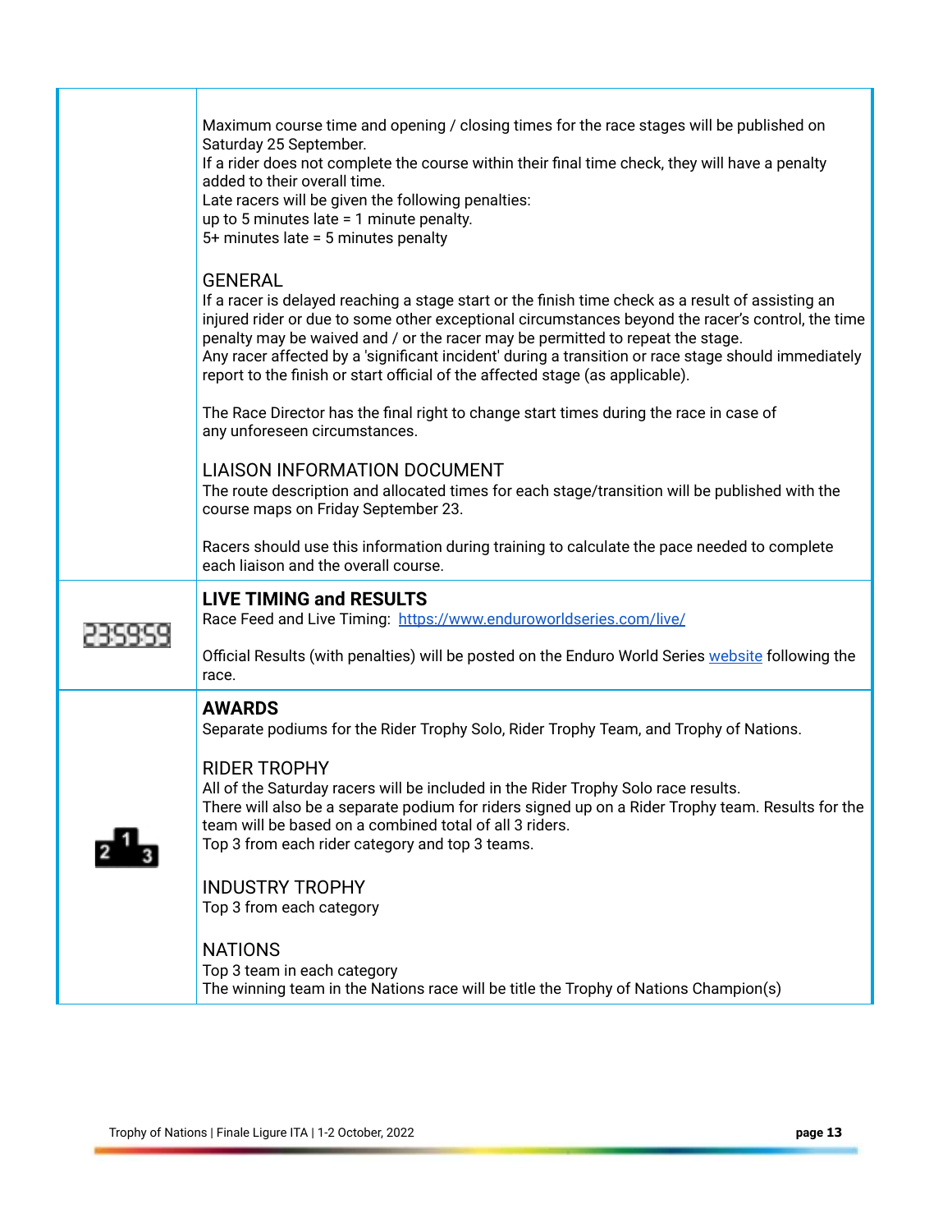Maximum course time and opening / closing times for the race stages will be published on Saturday 25 September.
If a rider does not complete the course within their final time check, they will have a penalty added to their overall time.
Late racers will be given the following penalties:
up to 5 minutes late = 1 minute penalty.
5+ minutes late = 5 minutes penalty

GENERAL
If a racer is delayed reaching a stage start or the finish time check as a result of assisting an injured rider or due to some other exceptional circumstances beyond the racer's control, the time penalty may be waived and / or the racer may be permitted to repeat the stage.
Any racer affected by a 'significant incident' during a transition or race stage should immediately report to the finish or start official of the affected stage (as applicable).

The Race Director has the final right to change start times during the race in case of any unforeseen circumstances.

LIAISON INFORMATION DOCUMENT
The route description and allocated times for each stage/transition will be published with the course maps on Friday September 23.

Racers should use this information during training to calculate the pace needed to complete each liaison and the overall course.

## LIVE TIMING and RESULTS

Race Feed and Live Timing: https://www.enduroworldseries.com/live/

Official Results (with penalties) will be posted on the Enduro World Series website following the race.

## AWARDS

Separate podiums for the Rider Trophy Solo, Rider Trophy Team, and Trophy of Nations.

RIDER TROPHY
All of the Saturday racers will be included in the Rider Trophy Solo race results.
There will also be a separate podium for riders signed up on a Rider Trophy team. Results for the team will be based on a combined total of all 3 riders.
Top 3 from each rider category and top 3 teams.

INDUSTRY TROPHY
Top 3 from each category

NATIONS
Top 3 team in each category
The winning team in the Nations race will be title the Trophy of Nations Champion(s)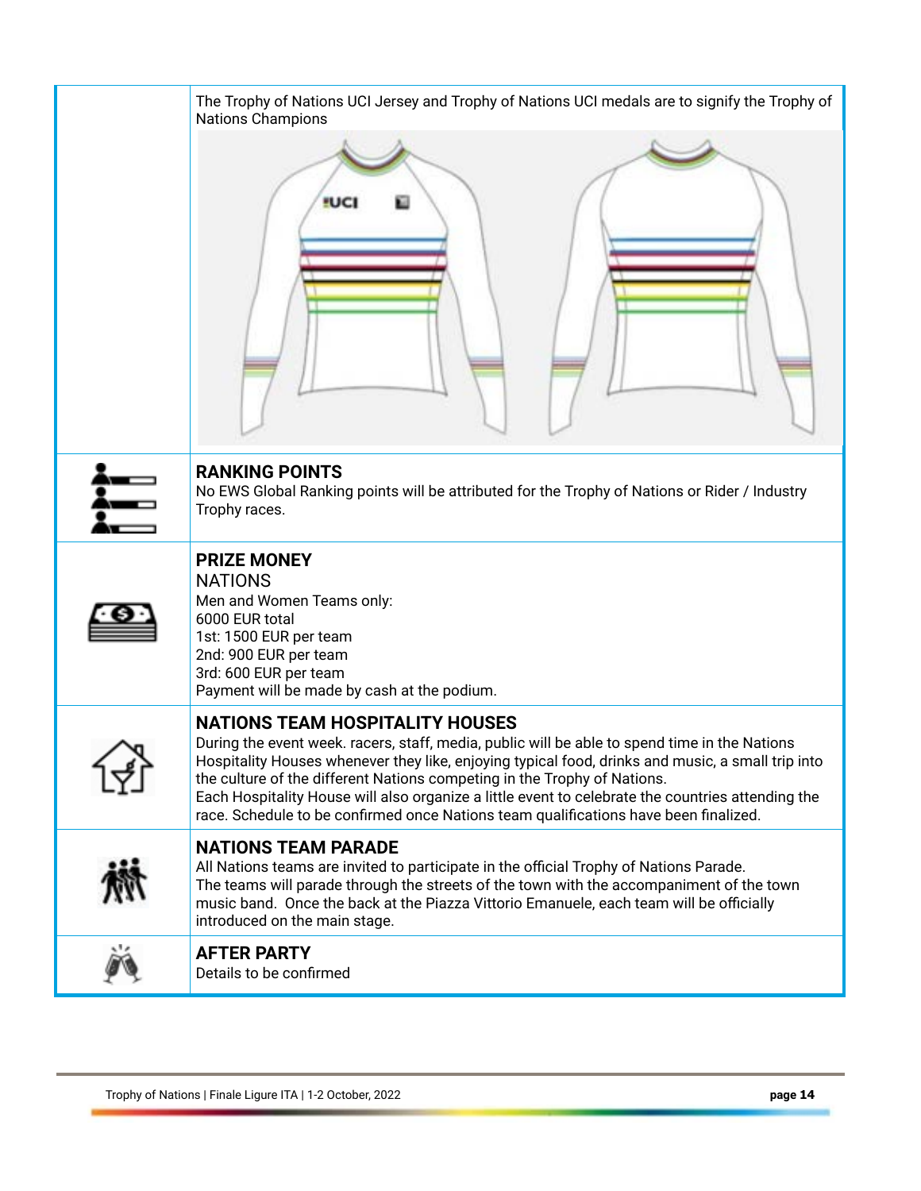The Trophy of Nations UCI Jersey and Trophy of Nations UCI medals are to signify the Trophy of Nations Champions

## RANKING POINTS

No EWS Global Ranking points will be attributed for the Trophy of Nations or Rider / Industry Trophy races.

## PRIZE MONEY

NATIONS

Men and Women Teams only:
6000 EUR total
1st: 1500 EUR per team
2nd: 900 EUR per team
3rd: 600 EUR per team
Payment will be made by cash at the podium.

## NATIONS TEAM HOSPITALITY HOUSES

During the event week. racers, staff, media, public will be able to spend time in the Nations Hospitality Houses whenever they like, enjoying typical food, drinks and music, a small trip into the culture of the different Nations competing in the Trophy of Nations.
Each Hospitality House will also organize a little event to celebrate the countries attending the race. Schedule to be confirmed once Nations team qualifications have been finalized.

## NATIONS TEAM PARADE

All Nations teams are invited to participate in the official Trophy of Nations Parade.
The teams will parade through the streets of the town with the accompaniment of the town music band. Once the back at the Piazza Vittorio Emanuele, each team will be officially introduced on the main stage.

## AFTER PARTY

Details to be confirmed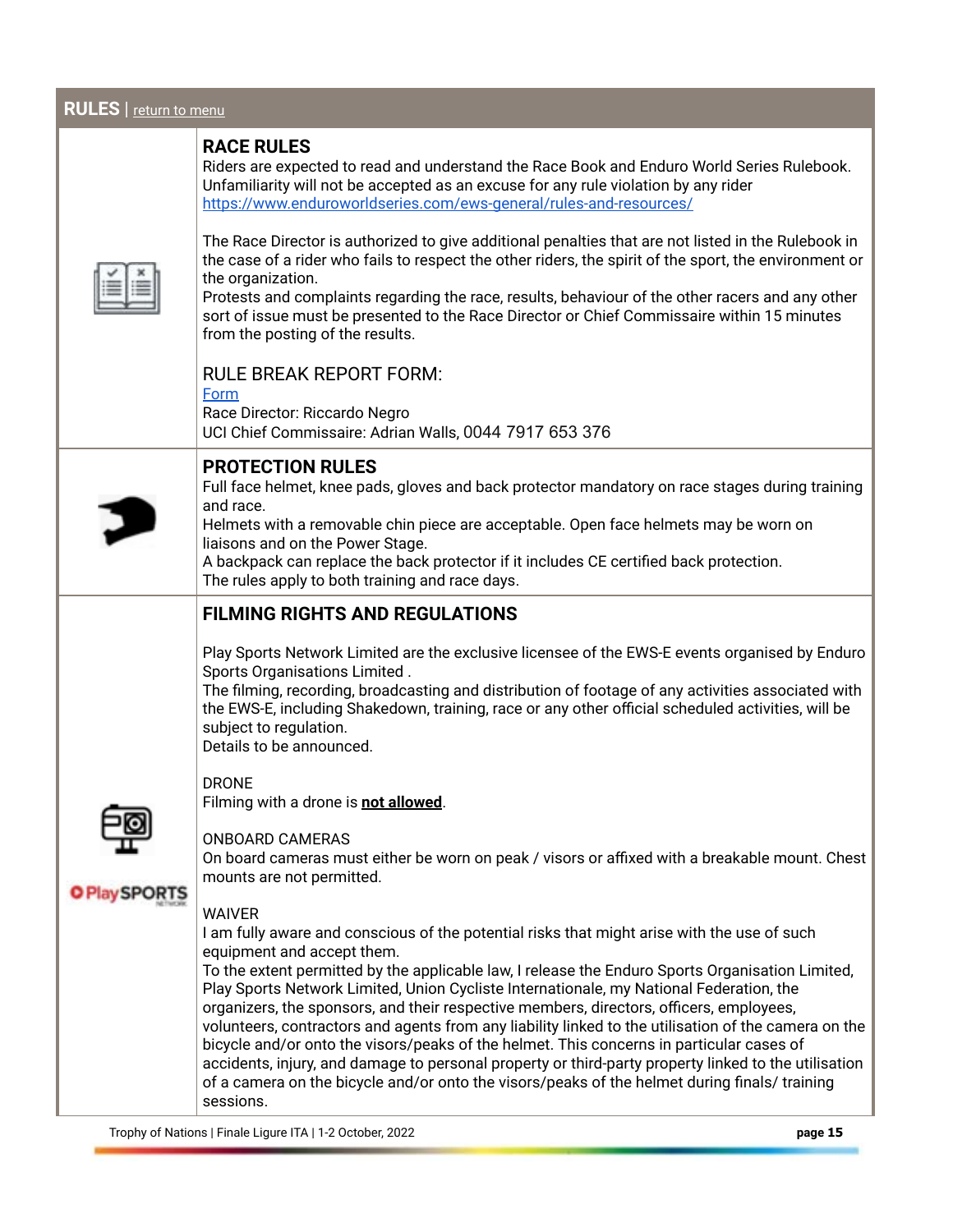## RULES | return to menu

### RACE RULES

Riders are expected to read and understand the Race Book and Enduro World Series Rulebook. Unfamiliarity will not be accepted as an excuse for any rule violation by any rider
https://www.enduroworldseries.com/ews-general/rules-and-resources/

The Race Director is authorized to give additional penalties that are not listed in the Rulebook in the case of a rider who fails to respect the other riders, the spirit of the sport, the environment or the organization.
Protests and complaints regarding the race, results, behaviour of the other racers and any other sort of issue must be presented to the Race Director or Chief Commissaire within 15 minutes from the posting of the results.

RULE BREAK REPORT FORM:
Form
Race Director: Riccardo Negro
UCI Chief Commissaire: Adrian Walls, 0044 7917 653 376

### PROTECTION RULES

Full face helmet, knee pads, gloves and back protector mandatory on race stages during training and race.
Helmets with a removable chin piece are acceptable. Open face helmets may be worn on liaisons and on the Power Stage.
A backpack can replace the back protector if it includes CE certified back protection.
The rules apply to both training and race days.

### FILMING RIGHTS AND REGULATIONS

Play Sports Network Limited are the exclusive licensee of the EWS-E events organised by Enduro Sports Organisations Limited .
The filming, recording, broadcasting and distribution of footage of any activities associated with the EWS-E, including Shakedown, training, race or any other official scheduled activities, will be subject to regulation.
Details to be announced.

DRONE
Filming with a drone is **not allowed**.

ONBOARD CAMERAS
On board cameras must either be worn on peak / visors or affixed with a breakable mount. Chest mounts are not permitted.

WAIVER
I am fully aware and conscious of the potential risks that might arise with the use of such equipment and accept them.
To the extent permitted by the applicable law, I release the Enduro Sports Organisation Limited, Play Sports Network Limited, Union Cycliste Internationale, my National Federation, the organizers, the sponsors, and their respective members, directors, officers, employees, volunteers, contractors and agents from any liability linked to the utilisation of the camera on the bicycle and/or onto the visors/peaks of the helmet. This concerns in particular cases of accidents, injury, and damage to personal property or third-party property linked to the utilisation of a camera on the bicycle and/or onto the visors/peaks of the helmet during finals/ training sessions.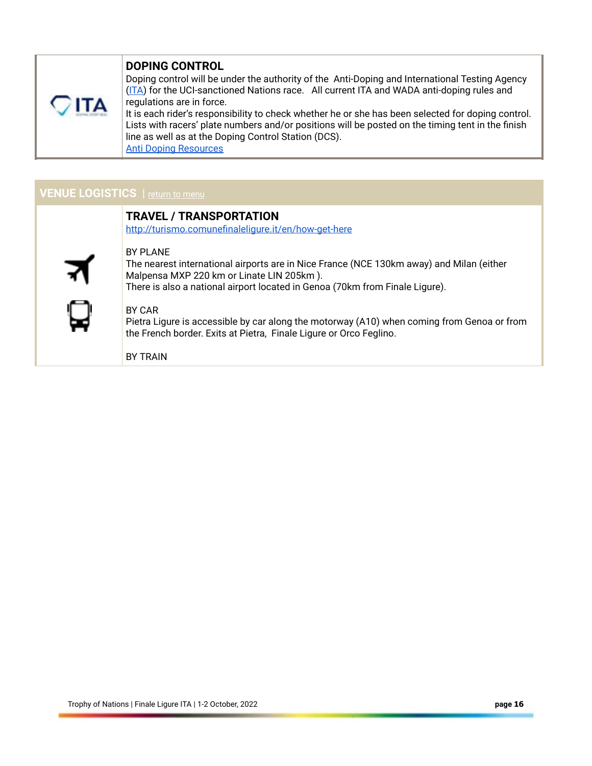## DOPING CONTROL

Doping control will be under the authority of the Anti-Doping and International Testing Agency ([ITA](ITA)) for the UCI-sanctioned Nations race. All current ITA and WADA anti-doping rules and regulations are in force.

It is each rider's responsibility to check whether he or she has been selected for doping control. Lists with racers' plate numbers and/or positions will be posted on the timing tent in the finish line as well as at the Doping Control Station (DCS).

[Anti Doping Resources](Anti Doping Resources)

## VENUE LOGISTICS | return to menu

### TRAVEL / TRANSPORTATION

http://turismo.comunefinaleligure.it/en/how-get-here

BY PLANE

The nearest international airports are in Nice France (NCE 130km away) and Milan (either Malpensa MXP 220 km or Linate LIN 205km ).

There is also a national airport located in Genoa (70km from Finale Ligure).

BY CAR

Pietra Ligure is accessible by car along the motorway (A10) when coming from Genoa or from the French border. Exits at Pietra, Finale Ligure or Orco Feglino.

BY TRAIN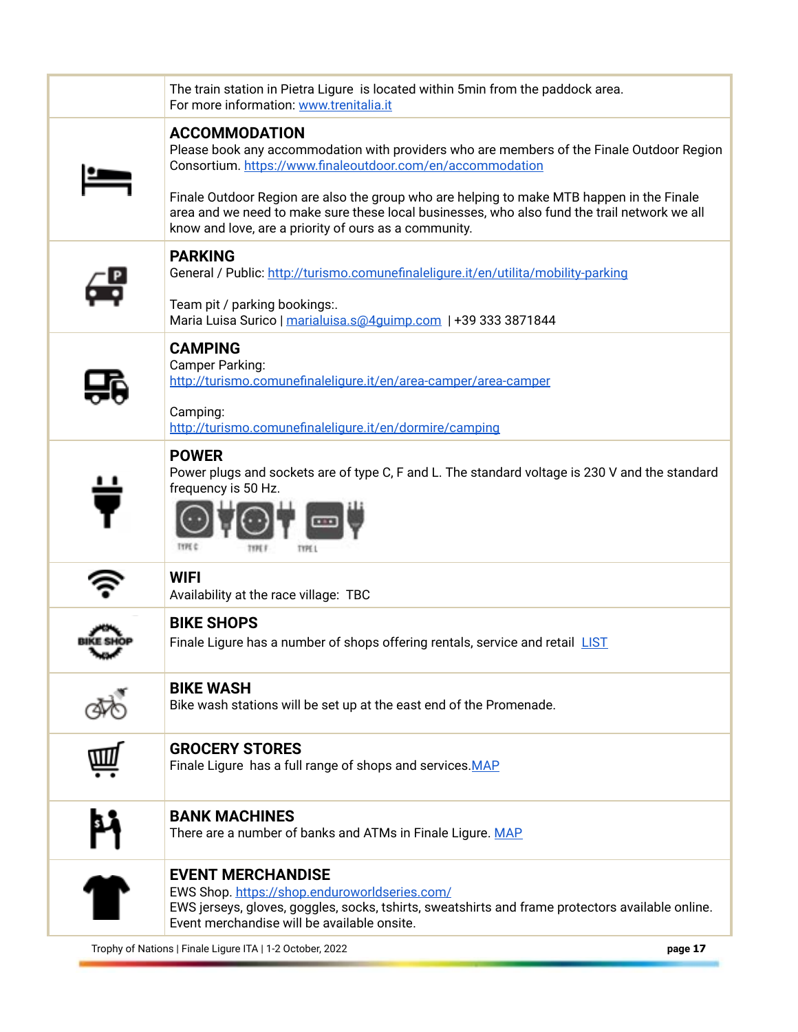| | |
|---|---|
| | The train station in Pietra Ligure is located within 5min from the paddock area.<br>For more information: www.trenitalia.it |
| | **ACCOMMODATION**<br>Please book any accommodation with providers who are members of the Finale Outdoor Region Consortium. https://www.finaleoutdoor.com/en/accommodation<br><br>Finale Outdoor Region are also the group who are helping to make MTB happen in the Finale area and we need to make sure these local businesses, who also fund the trail network we all know and love, are a priority of ours as a community. |
| | **PARKING**<br>General / Public: http://turismo.comunefinaleligure.it/en/utilita/mobility-parking<br><br>Team pit / parking bookings:.<br>Maria Luisa Surico \| marialuisa.s@4guimp.com \| +39 333 3871844 |
| | **CAMPING**<br>Camper Parking:<br>http://turismo.comunefinaleligure.it/en/area-camper/area-camper<br><br>Camping:<br>http://turismo.comunefinaleligure.it/en/dormire/camping |
| | **POWER**<br>Power plugs and sockets are of type C, F and L. The standard voltage is 230 V and the standard frequency is 50 Hz.<br>TYPE C TYPE F TYPE L |
| | **WIFI**<br>Availability at the race village: TBC |
| BIKE SHOP | **BIKE SHOPS**<br>Finale Ligure has a number of shops offering rentals, service and retail LIST |
| | **BIKE WASH**<br>Bike wash stations will be set up at the east end of the Promenade. |
| | **GROCERY STORES**<br>Finale Ligure has a full range of shops and services.MAP |
| | **BANK MACHINES**<br>There are a number of banks and ATMs in Finale Ligure. MAP |
| | **EVENT MERCHANDISE**<br>EWS Shop. https://shop.enduroworldseries.com/<br>EWS jerseys, gloves, goggles, socks, tshirts, sweatshirts and frame protectors available online. Event merchandise will be available onsite. |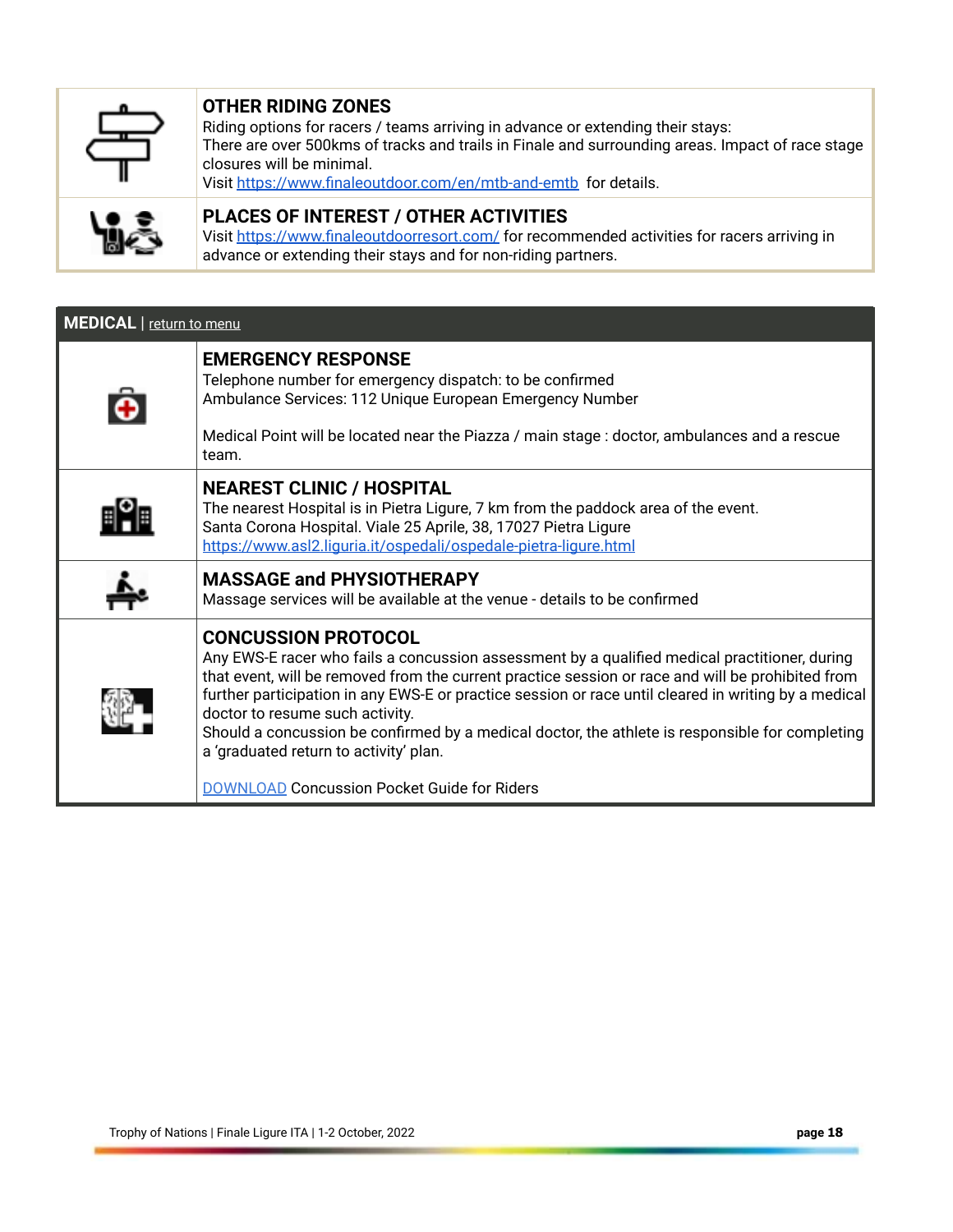### OTHER RIDING ZONES

Riding options for racers / teams arriving in advance or extending their stays:
There are over 500kms of tracks and trails in Finale and surrounding areas. Impact of race stage closures will be minimal.
Visit https://www.finaleoutdoor.com/en/mtb-and-emtb for details.

### PLACES OF INTEREST / OTHER ACTIVITIES

Visit https://www.finaleoutdoorresort.com/ for recommended activities for racers arriving in advance or extending their stays and for non-riding partners.

## MEDICAL | return to menu

### EMERGENCY RESPONSE

Telephone number for emergency dispatch: to be confirmed
Ambulance Services: 112 Unique European Emergency Number

Medical Point will be located near the Piazza / main stage : doctor, ambulances and a rescue team.

### NEAREST CLINIC / HOSPITAL

The nearest Hospital is in Pietra Ligure, 7 km from the paddock area of the event.
Santa Corona Hospital. Viale 25 Aprile, 38, 17027 Pietra Ligure
https://www.asl2.liguria.it/ospedali/ospedale-pietra-ligure.html

### MASSAGE and PHYSIOTHERAPY

Massage services will be available at the venue - details to be confirmed

### CONCUSSION PROTOCOL

Any EWS-E racer who fails a concussion assessment by a qualified medical practitioner, during that event, will be removed from the current practice session or race and will be prohibited from further participation in any EWS-E or practice session or race until cleared in writing by a medical doctor to resume such activity.
Should a concussion be confirmed by a medical doctor, the athlete is responsible for completing a 'graduated return to activity' plan.

DOWNLOAD Concussion Pocket Guide for Riders